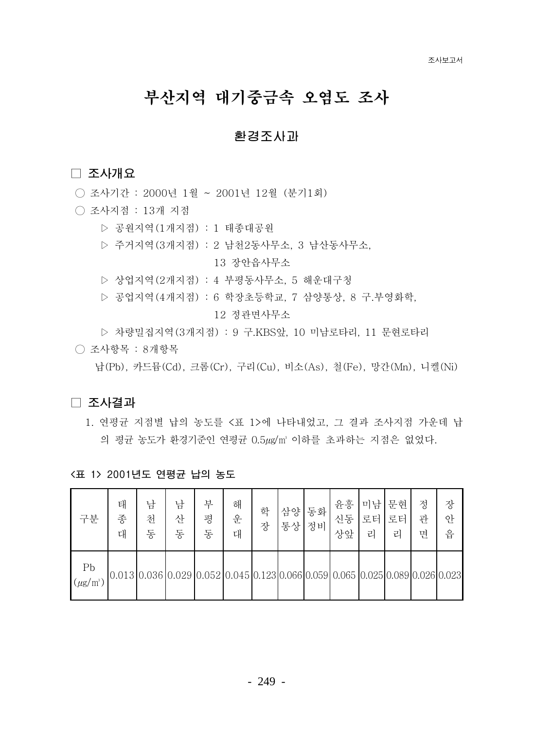# 부산지역 대기중금속 오염도 조사

## 환경조사과

### □ 조사개요

○ 조사기간 : 2000년 1월 ~ 2001년 12월 (분기1회)

○ 조사지점 : 13개 지점

- ▷ 공원지역(1개지점) : 1 태종대공원
- ▷ 주거지역(3개지점) : 2 남천2동사무소, 3 남산동사무소, 13 장안읍사무소
- ▷ 상업지역(2개지점) : 4 부평동사무소, 5 해운대구청
- ▷ 공업지역(4개지점) : 6 학장초등학교, 7 삼양통상, 8 구.부영화학, 12 정관면사무소
- ▷ 차량밀집지역(3개지점) : 9 구.KBS앞, 10 미남로타리, 11 문현로타리

○ 조사항목 : 8개항목

납(Pb), 카드뮴(Cd), 크롬(Cr), 구리(Cu), 비소(As), 철(Fe), 망간(Mn), 니켈(Ni)

### □ 조사결과

1. 연평균 지점별 납의 농도를 <표 1>에 나타내었고, 그 결과 조사지점 가운데 납의 평균 농도가 환경기준인 연평균 0.5㎍/㎥ 이하를 초과하는 지점은 없었다.

**<표 1> 2001년도 연평균 납의 농도**

| 구분 | 태종대 | 남천동 | 남산동 | 부평동 | 해운대 | 학장 | 삼양통상 | 동화정비 | 윤흥신동상앞 | 미남로터리 | 문현로터리 | 정관면 | 장안읍 |
|---|---|---|---|---|---|---|---|---|---|---|---|---|---|
| Pb (㎍/㎥) | 0.013 | 0.036 | 0.029 | 0.052 | 0.045 | 0.123 | 0.066 | 0.059 | 0.065 | 0.025 | 0.089 | 0.026 | 0.023 |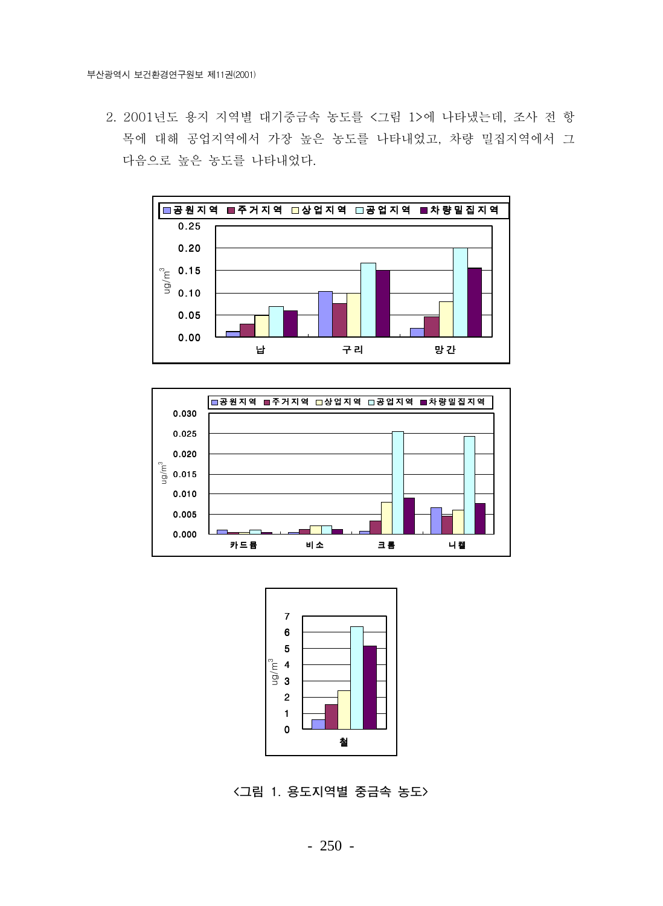2. 2001년도 용지 지역별 대기중금속 농도를 <그림 1>에 나타냈는데, 조사 전 항목에 대해 공업지역에서 가장 높은 농도를 나타내었고, 차량 밀집지역에서 그 다음으로 높은 농도를 나타내었다.

<그림 1. 용도지역별 중금속 농도>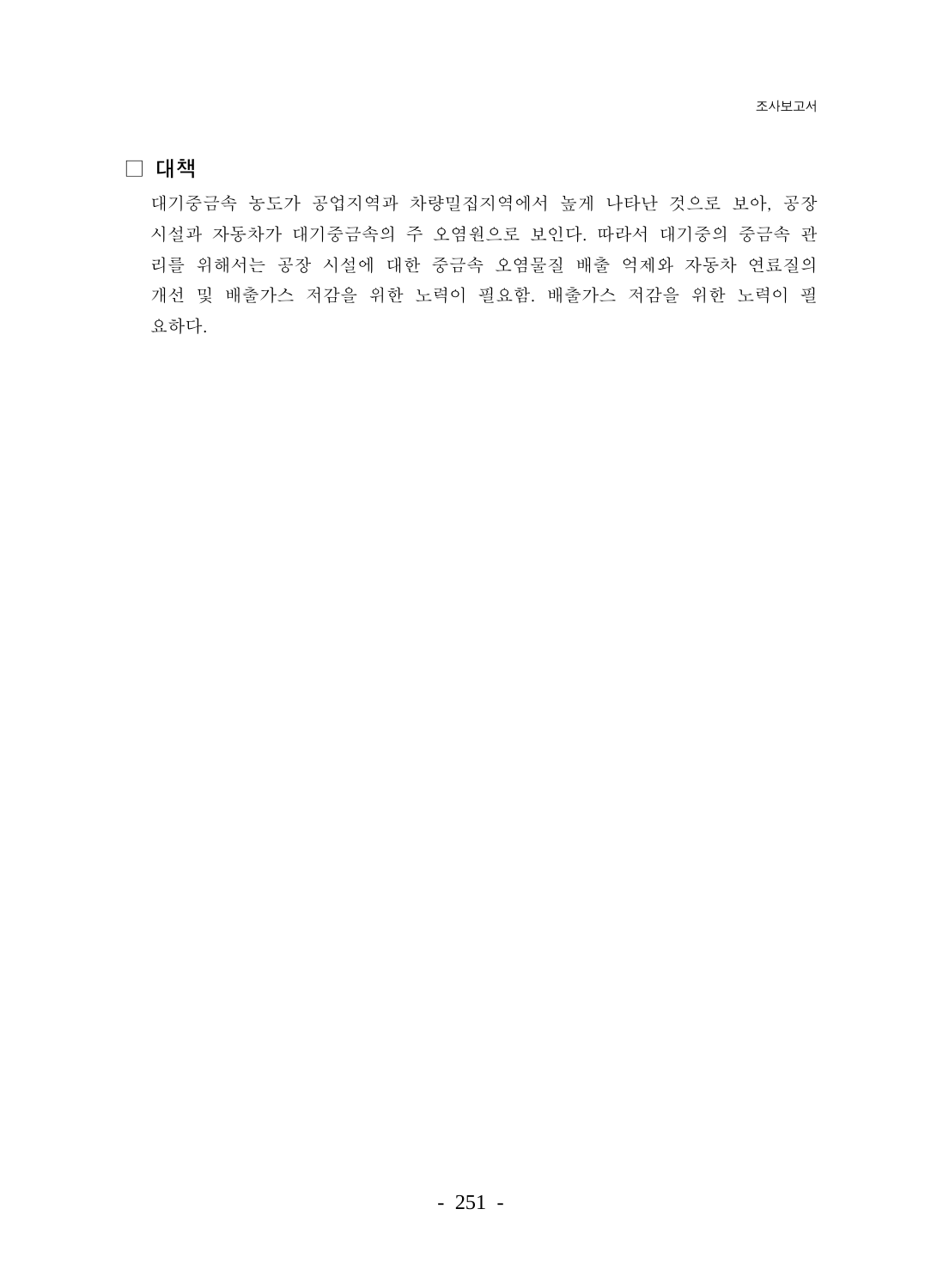## □ 대책

대기중금속 농도가 공업지역과 차량밀집지역에서 높게 나타난 것으로 보아, 공장 시설과 자동차가 대기중금속의 주 오염원으로 보인다. 따라서 대기중의 중금속 관리를 위해서는 공장 시설에 대한 중금속 오염물질 배출 억제와 자동차 연료질의 개선 및 배출가스 저감을 위한 노력이 필요함. 배출가스 저감을 위한 노력이 필요하다.